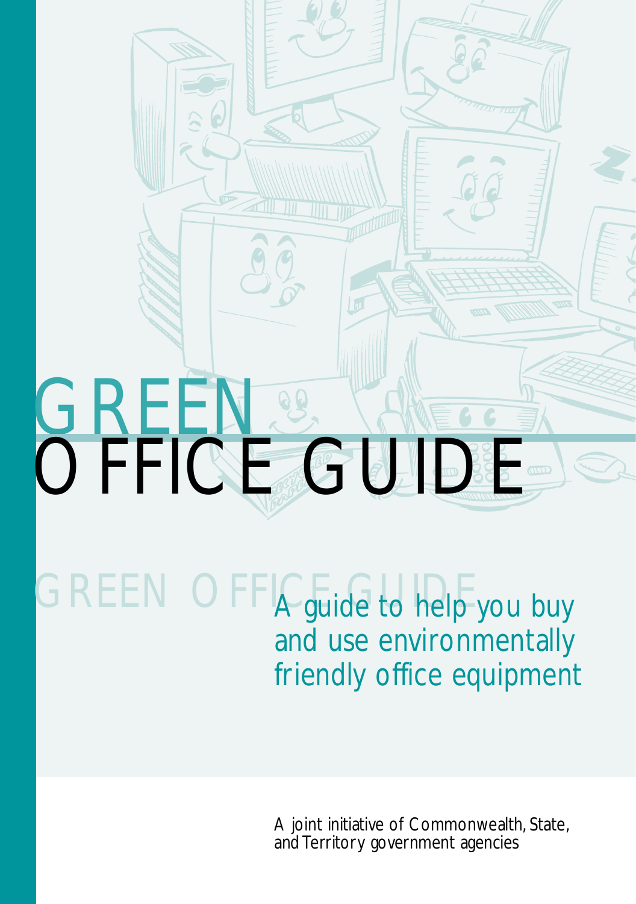# GREEN OFFICE GUIDE

GREEN OFFICE GUIDE

A guide to help you buy and use environmentally friendly office equipment

A joint initiative of Commonwealth, State, and Territory government agencies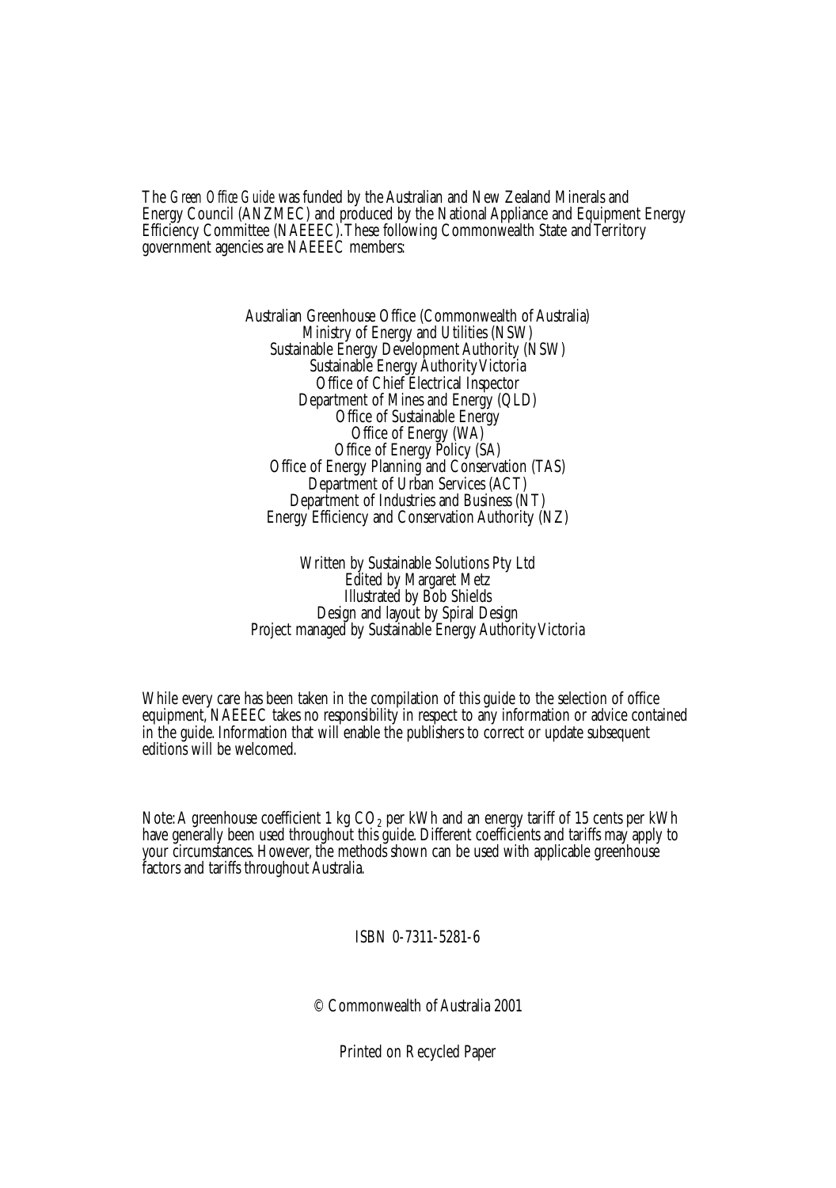The *Green Office Guide* was funded by the Australian and New Zealand Minerals and Energy Council (ANZMEC) and produced by the National Appliance and Equipment Energy Efficiency Committee (NAEEEC). These following Commonwealth State and Territory government agencies are NAEEEC members:

Australian Greenhouse Office (Commonwealth of Australia)
Ministry of Energy and Utilities (NSW)
Sustainable Energy Development Authority (NSW)
Sustainable Energy Authority Victoria
Office of Chief Electrical Inspector
Department of Mines and Energy (QLD)
Office of Sustainable Energy
Office of Energy (WA)
Office of Energy Policy (SA)
Office of Energy Planning and Conservation (TAS)
Department of Urban Services (ACT)
Department of Industries and Business (NT)
Energy Efficiency and Conservation Authority (NZ)

Written by Sustainable Solutions Pty Ltd
Edited by Margaret Metz
Illustrated by Bob Shields
Design and layout by Spiral Design
Project managed by Sustainable Energy Authority Victoria

While every care has been taken in the compilation of this guide to the selection of office equipment, NAEEEC takes no responsibility in respect to any information or advice contained in the guide. Information that will enable the publishers to correct or update subsequent editions will be welcomed.

Note: A greenhouse coefficient 1 kg $CO_2$ per kWh and an energy tariff of 15 cents per kWh have generally been used throughout this guide. Different coefficients and tariffs may apply to your circumstances. However, the methods shown can be used with applicable greenhouse factors and tariffs throughout Australia.

ISBN 0-7311-5281-6

© Commonwealth of Australia 2001

Printed on Recycled Paper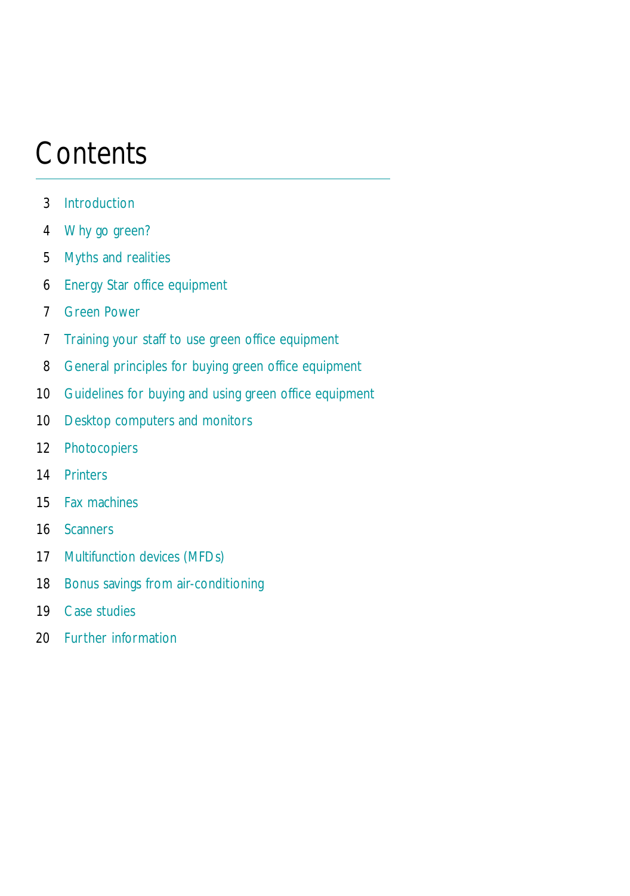# Contents

3 Introduction

4 Why go green?

5 Myths and realities

6 Energy Star office equipment

7 Green Power

7 Training your staff to use green office equipment

8 General principles for buying green office equipment

10 Guidelines for buying and using green office equipment

10 Desktop computers and monitors

12 Photocopiers

14 Printers

15 Fax machines

16 Scanners

17 Multifunction devices (MFDs)

18 Bonus savings from air-conditioning

19 Case studies

20 Further information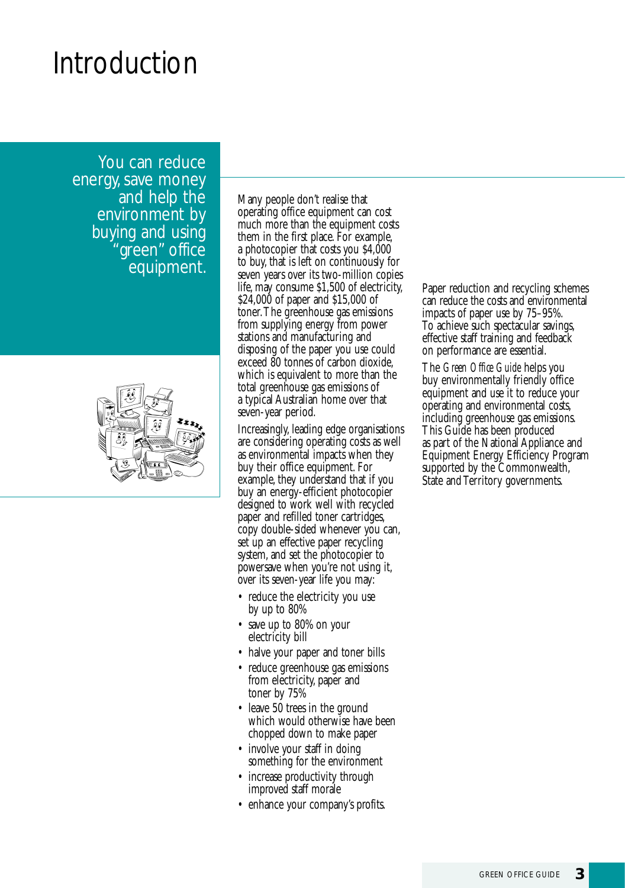# Introduction

You can reduce energy, save money and help the environment by buying and using "green" office equipment.

Many people don't realise that operating office equipment can cost much more than the equipment costs them in the first place. For example, a photocopier that costs you $4,000 to buy, that is left on continuously for seven years over its two-million copies life, may consume $1,500 of electricity, $24,000 of paper and $15,000 of toner. The greenhouse gas emissions from supplying energy from power stations and manufacturing and disposing of the paper you use could exceed 80 tonnes of carbon dioxide, which is equivalent to more than the total greenhouse gas emissions of a typical Australian home over that seven-year period.

Increasingly, leading edge organisations are considering operating costs as well as environmental impacts when they buy their office equipment. For example, they understand that if you buy an energy-efficient photocopier designed to work well with recycled paper and refilled toner cartridges, copy double-sided whenever you can, set up an effective paper recycling system, and set the photocopier to powersave when you're not using it, over its seven-year life you may:

- reduce the electricity you use by up to 80%
- save up to 80% on your electricity bill
- halve your paper and toner bills
- reduce greenhouse gas emissions from electricity, paper and toner by 75%
- leave 50 trees in the ground which would otherwise have been chopped down to make paper
- involve your staff in doing something for the environment
- increase productivity through improved staff morale
- enhance your company's profits.

Paper reduction and recycling schemes can reduce the costs and environmental impacts of paper use by 75–95%. To achieve such spectacular savings, effective staff training and feedback on performance are essential.

The *Green Office Guide* helps you buy environmentally friendly office equipment and use it to reduce your operating and environmental costs, including greenhouse gas emissions. This Guide has been produced as part of the National Appliance and Equipment Energy Efficiency Program supported by the Commonwealth, State and Territory governments.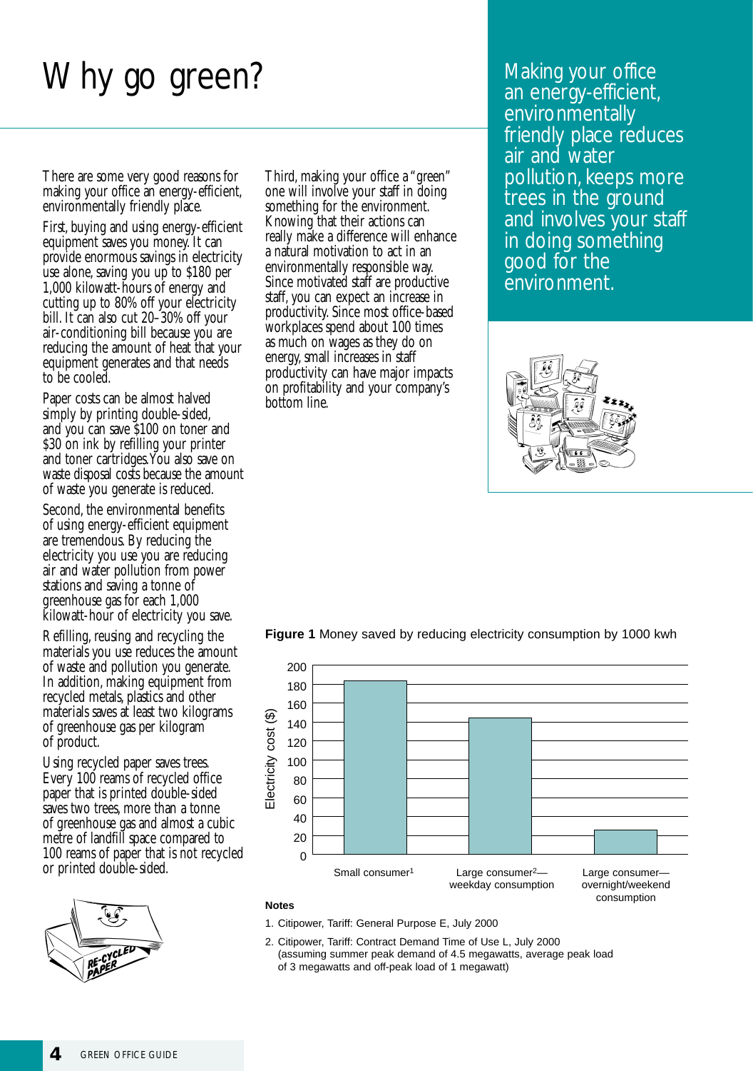# Why go green?

There are some very good reasons for making your office an energy-efficient, environmentally friendly place.

First, buying and using energy-efficient equipment saves you money. It can provide enormous savings in electricity use alone, saving you up to $180 per 1,000 kilowatt-hours of energy and cutting up to 80% off your electricity bill. It can also cut 20–30% off your air-conditioning bill because you are reducing the amount of heat that your equipment generates and that needs to be cooled.

Paper costs can be almost halved simply by printing double-sided, and you can save $100 on toner and $30 on ink by refilling your printer and toner cartridges. You also save on waste disposal costs because the amount of waste you generate is reduced.

Second, the environmental benefits of using energy-efficient equipment are tremendous. By reducing the electricity you use you are reducing air and water pollution from power stations and saving a tonne of greenhouse gas for each 1,000 kilowatt-hour of electricity you save.

Refilling, reusing and recycling the materials you use reduces the amount of waste and pollution you generate. In addition, making equipment from recycled metals, plastics and other materials saves at least two kilograms of greenhouse gas per kilogram of product.

Using recycled paper saves trees. Every 100 reams of recycled office paper that is printed double-sided saves two trees, more than a tonne of greenhouse gas and almost a cubic metre of landfill space compared to 100 reams of paper that is not recycled or printed double-sided.

Third, making your office a "green" one will involve your staff in doing something for the environment. Knowing that their actions can really make a difference will enhance a natural motivation to act in an environmentally responsible way. Since motivated staff are productive staff, you can expect an increase in productivity. Since most office-based workplaces spend about 100 times as much on wages as they do on energy, small increases in staff productivity can have major impacts on profitability and your company's bottom line.

Making your office an energy-efficient, environmentally friendly place reduces air and water pollution, keeps more trees in the ground and involves your staff in doing something good for the environment.

**Figure 1** Money saved by reducing electricity consumption by 1000 kwh

| Consumer | Electricity cost ($) (approx.) |
|---|---|
| Small consumer[1] | 182 |
| Large consumer[2]—weekday consumption | 145 |
| Large consumer—overnight/weekend consumption | 26 |

**Notes**

1. Citipower, Tariff: General Purpose E, July 2000
2. Citipower, Tariff: Contract Demand Time of Use L, July 2000 (assuming summer peak demand of 4.5 megawatts, average peak load of 3 megawatts and off-peak load of 1 megawatt)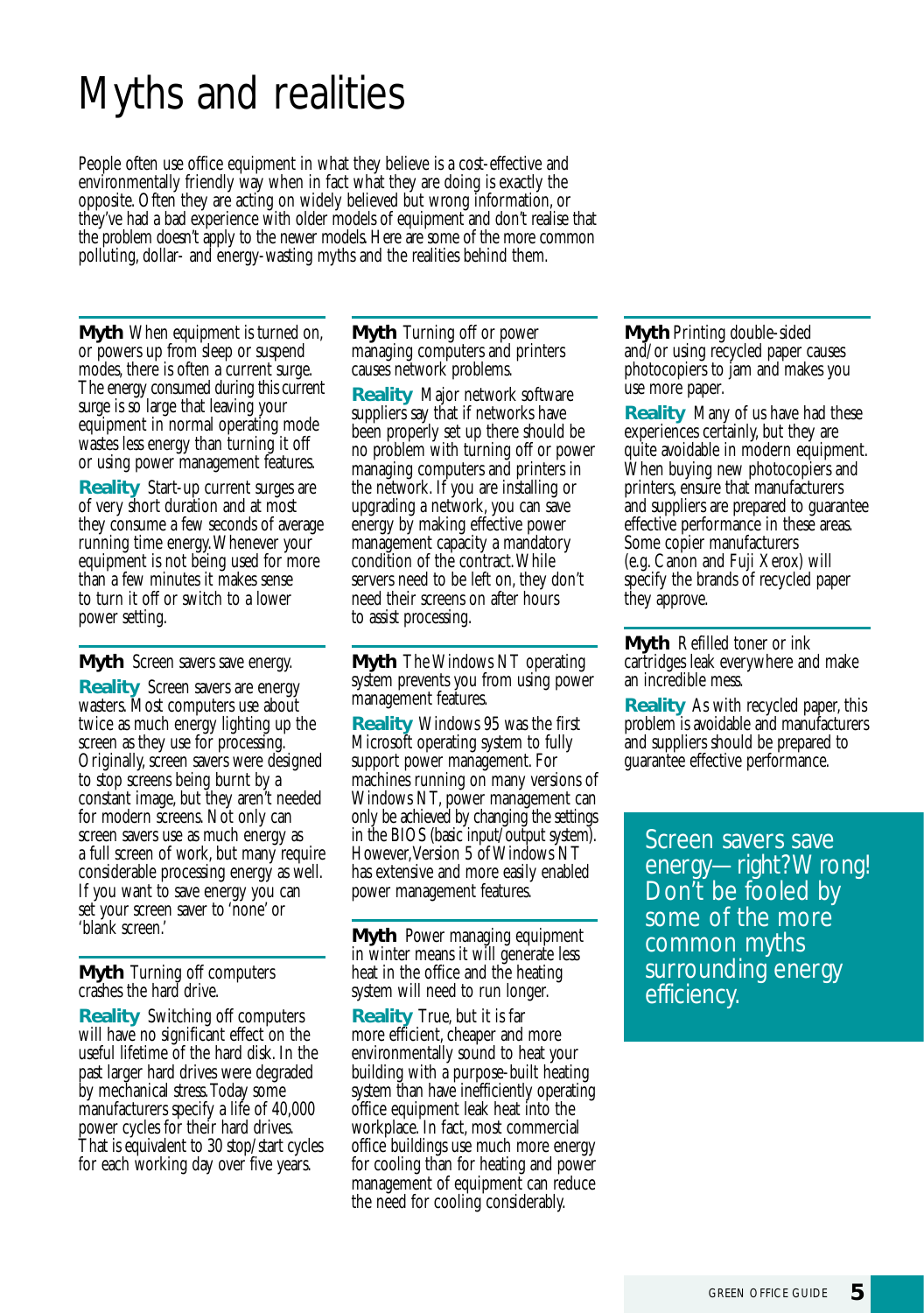# Myths and realities

People often use office equipment in what they believe is a cost-effective and environmentally friendly way when in fact what they are doing is exactly the opposite. Often they are acting on widely believed but wrong information, or they've had a bad experience with older models of equipment and don't realise that the problem doesn't apply to the newer models. Here are some of the more common polluting, dollar- and energy-wasting myths and the realities behind them.

**Myth** When equipment is turned on, or powers up from sleep or suspend modes, there is often a current surge. The energy consumed during this current surge is so large that leaving your equipment in normal operating mode wastes less energy than turning it off or using power management features.

**Reality** Start-up current surges are of very short duration and at most they consume a few seconds of average running time energy. Whenever your equipment is not being used for more than a few minutes it makes sense to turn it off or switch to a lower power setting.

**Myth** Screen savers save energy.

**Reality** Screen savers are energy wasters. Most computers use about twice as much energy lighting up the screen as they use for processing. Originally, screen savers were designed to stop screens being burnt by a constant image, but they aren't needed for modern screens. Not only can screen savers use as much energy as a full screen of work, but many require considerable processing energy as well. If you want to save energy you can set your screen saver to 'none' or 'blank screen.'

**Myth** Turning off computers crashes the hard drive.

**Reality** Switching off computers will have no significant effect on the useful lifetime of the hard disk. In the past larger hard drives were degraded by mechanical stress. Today some manufacturers specify a life of 40,000 power cycles for their hard drives. That is equivalent to 30 stop/start cycles for each working day over five years.

**Myth** Turning off or power managing computers and printers causes network problems.

**Reality** Major network software suppliers say that if networks have been properly set up there should be no problem with turning off or power managing computers and printers in the network. If you are installing or upgrading a network, you can save energy by making effective power management capacity a mandatory condition of the contract. While servers need to be left on, they don't need their screens on after hours to assist processing.

**Myth** The Windows NT operating system prevents you from using power management features.

**Reality** Windows 95 was the first Microsoft operating system to fully support power management. For machines running on many versions of Windows NT, power management can only be achieved by changing the settings in the BIOS (basic input/output system). However, Version 5 of Windows NT has extensive and more easily enabled power management features.

**Myth** Power managing equipment in winter means it will generate less heat in the office and the heating system will need to run longer.

**Reality** True, but it is far more efficient, cheaper and more environmentally sound to heat your building with a purpose-built heating system than have inefficiently operating office equipment leak heat into the workplace. In fact, most commercial office buildings use much more energy for cooling than for heating and power management of equipment can reduce the need for cooling considerably.

**Myth** Printing double-sided and/or using recycled paper causes photocopiers to jam and makes you use more paper.

**Reality** Many of us have had these experiences certainly, but they are quite avoidable in modern equipment. When buying new photocopiers and printers, ensure that manufacturers and suppliers are prepared to guarantee effective performance in these areas. Some copier manufacturers (e.g. Canon and Fuji Xerox) will specify the brands of recycled paper they approve.

**Myth** Refilled toner or ink cartridges leak everywhere and make an incredible mess.

**Reality** As with recycled paper, this problem is avoidable and manufacturers and suppliers should be prepared to guarantee effective performance.

Screen savers save energy—right? Wrong! Don't be fooled by some of the more common myths surrounding energy efficiency.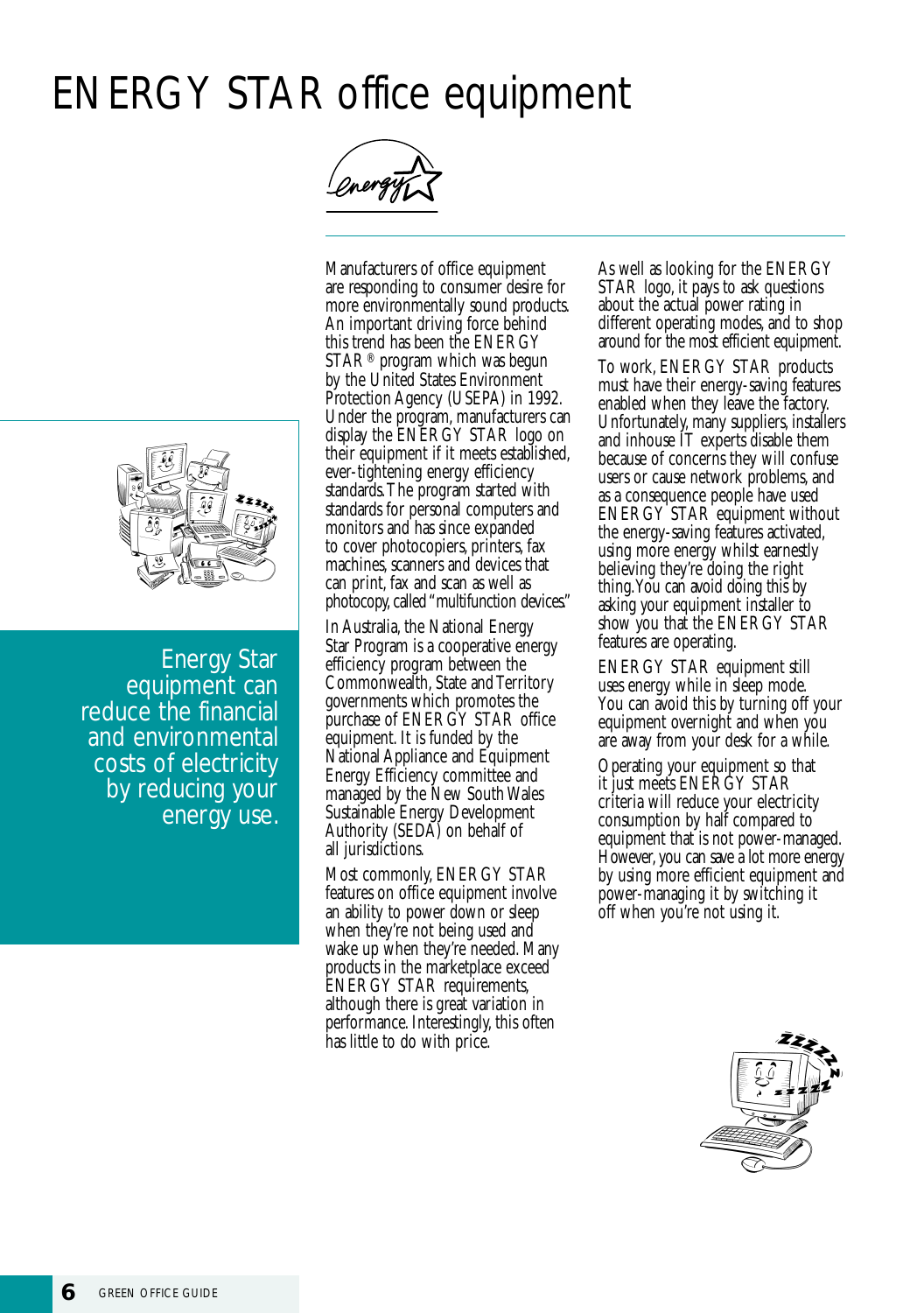# ENERGY STAR office equipment

Energy Star equipment can reduce the financial and environmental costs of electricity by reducing your energy use.

Manufacturers of office equipment are responding to consumer desire for more environmentally sound products. An important driving force behind this trend has been the ENERGY STAR® program which was begun by the United States Environment Protection Agency (USEPA) in 1992. Under the program, manufacturers can display the ENERGY STAR logo on their equipment if it meets established, ever-tightening energy efficiency standards. The program started with standards for personal computers and monitors and has since expanded to cover photocopiers, printers, fax machines, scanners and devices that can print, fax and scan as well as photocopy, called "multifunction devices."

In Australia, the National Energy Star Program is a cooperative energy efficiency program between the Commonwealth, State and Territory governments which promotes the purchase of ENERGY STAR office equipment. It is funded by the National Appliance and Equipment Energy Efficiency committee and managed by the New South Wales Sustainable Energy Development Authority (SEDA) on behalf of all jurisdictions.

Most commonly, ENERGY STAR features on office equipment involve an ability to power down or sleep when they're not being used and wake up when they're needed. Many products in the marketplace exceed ENERGY STAR requirements, although there is great variation in performance. Interestingly, this often has little to do with price.

As well as looking for the ENERGY STAR logo, it pays to ask questions about the actual power rating in different operating modes, and to shop around for the most efficient equipment.

To work, ENERGY STAR products must have their energy-saving features enabled when they leave the factory. Unfortunately, many suppliers, installers and inhouse IT experts disable them because of concerns they will confuse users or cause network problems, and as a consequence people have used ENERGY STAR equipment without the energy-saving features activated, using more energy whilst earnestly believing they're doing the right thing. You can avoid doing this by asking your equipment installer to show you that the ENERGY STAR features are operating.

ENERGY STAR equipment still uses energy while in sleep mode. You can avoid this by turning off your equipment overnight and when you are away from your desk for a while.

Operating your equipment so that it just meets ENERGY STAR criteria will reduce your electricity consumption by half compared to equipment that is not power-managed. However, you can save a lot more energy by using more efficient equipment and power-managing it by switching it off when you're not using it.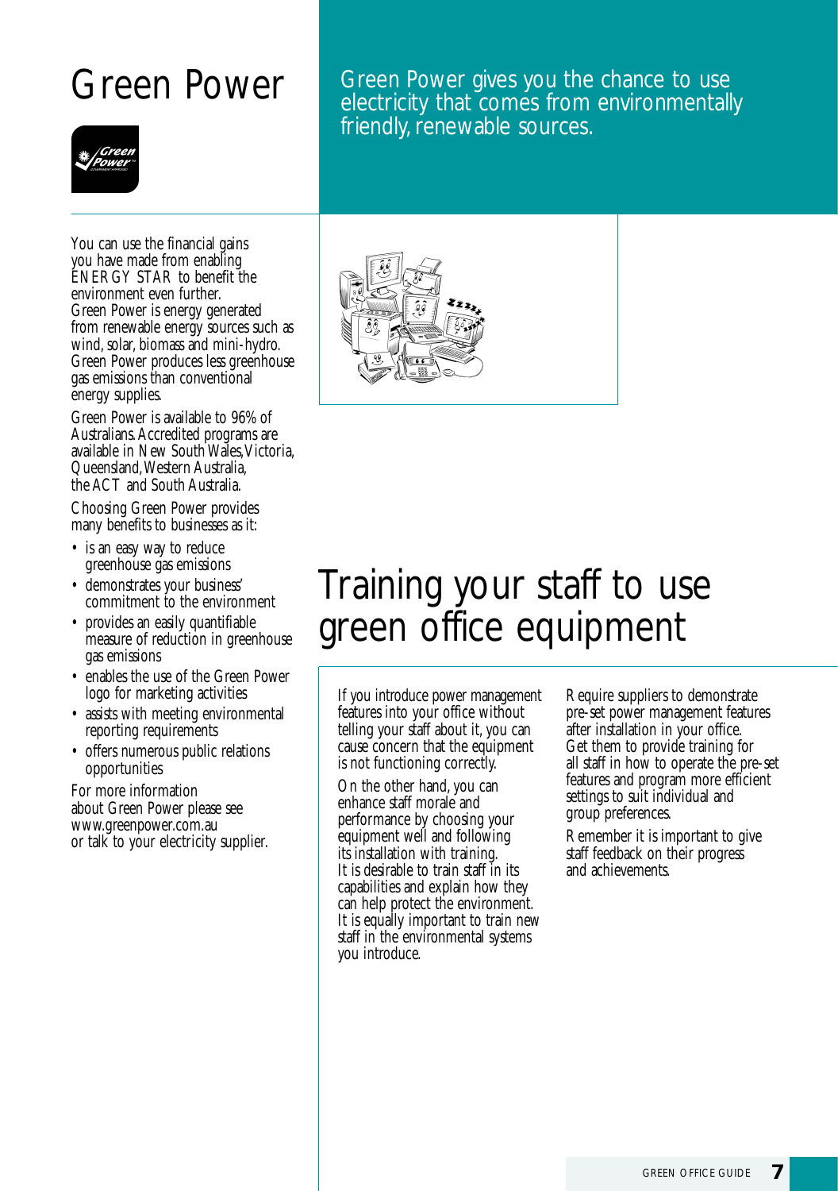# Green Power

Green Power gives you the chance to use electricity that comes from environmentally friendly, renewable sources.

You can use the financial gains you have made from enabling ENERGY STAR to benefit the environment even further. Green Power is energy generated from renewable energy sources such as wind, solar, biomass and mini-hydro. Green Power produces less greenhouse gas emissions than conventional energy supplies.

Green Power is available to 96% of Australians. Accredited programs are available in New South Wales, Victoria, Queensland, Western Australia, the ACT and South Australia.

Choosing Green Power provides many benefits to businesses as it:

- is an easy way to reduce greenhouse gas emissions
- demonstrates your business' commitment to the environment
- provides an easily quantifiable measure of reduction in greenhouse gas emissions
- enables the use of the Green Power logo for marketing activities
- assists with meeting environmental reporting requirements
- offers numerous public relations opportunities

For more information about Green Power please see www.greenpower.com.au or talk to your electricity supplier.

# Training your staff to use green office equipment

If you introduce power management features into your office without telling your staff about it, you can cause concern that the equipment is not functioning correctly.

On the other hand, you can enhance staff morale and performance by choosing your equipment well and following its installation with training. It is desirable to train staff in its capabilities and explain how they can help protect the environment. It is equally important to train new staff in the environmental systems you introduce.

Require suppliers to demonstrate pre-set power management features after installation in your office. Get them to provide training for all staff in how to operate the pre-set features and program more efficient settings to suit individual and group preferences.

Remember it is important to give staff feedback on their progress and achievements.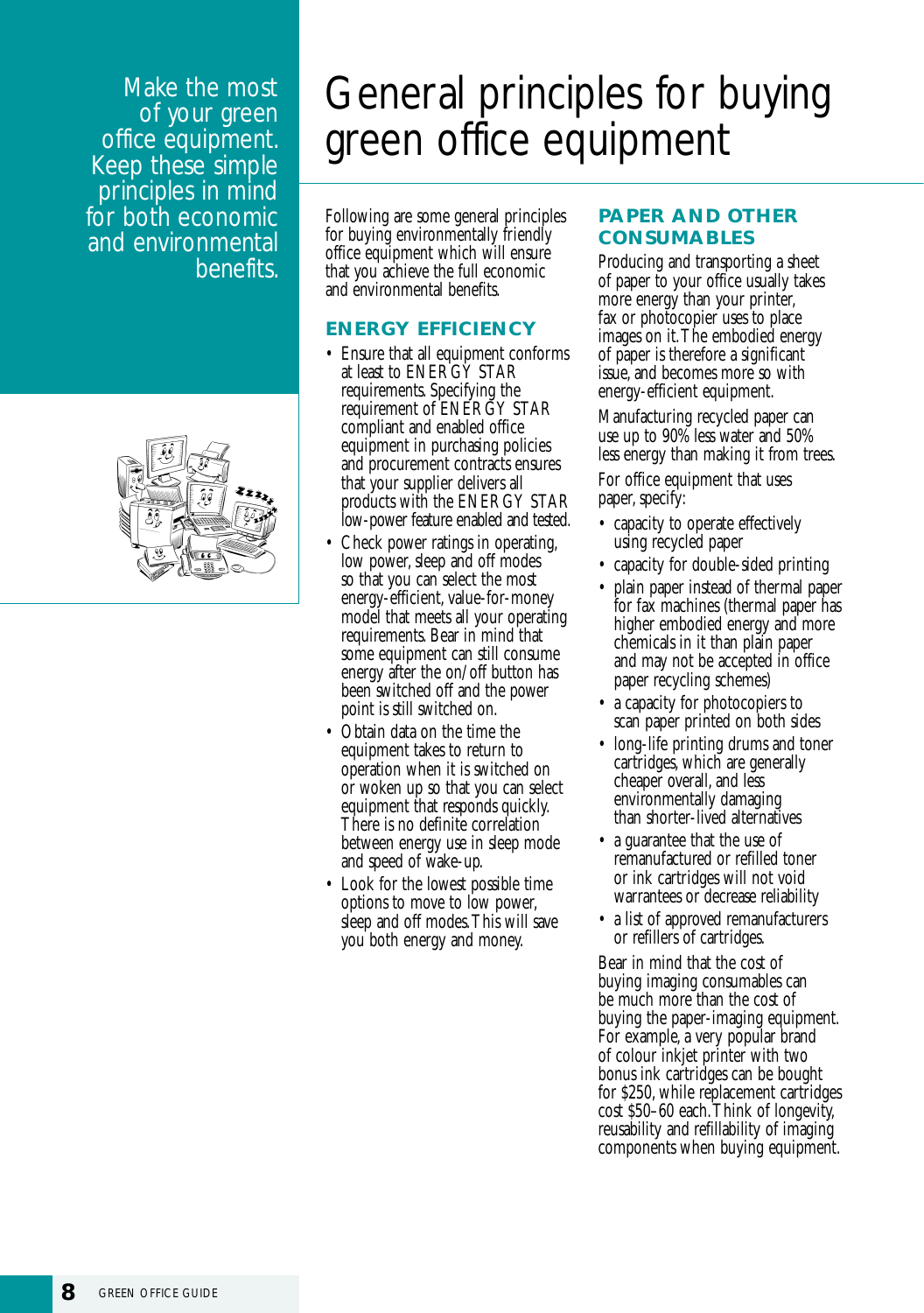Make the most of your green office equipment. Keep these simple principles in mind for both economic and environmental benefits.

# General principles for buying green office equipment

Following are some general principles for buying environmentally friendly office equipment which will ensure that you achieve the full economic and environmental benefits.

## ENERGY EFFICIENCY

- Ensure that all equipment conforms at least to ENERGY STAR requirements. Specifying the requirement of ENERGY STAR compliant and enabled office equipment in purchasing policies and procurement contracts ensures that your supplier delivers all products with the ENERGY STAR low-power feature enabled and tested.
- Check power ratings in operating, low power, sleep and off modes so that you can select the most energy-efficient, value-for-money model that meets all your operating requirements. Bear in mind that some equipment can still consume energy after the on/off button has been switched off and the power point is still switched on.
- Obtain data on the time the equipment takes to return to operation when it is switched on or woken up so that you can select equipment that responds quickly. There is no definite correlation between energy use in sleep mode and speed of wake-up.
- Look for the lowest possible time options to move to low power, sleep and off modes. This will save you both energy and money.

## PAPER AND OTHER CONSUMABLES

Producing and transporting a sheet of paper to your office usually takes more energy than your printer, fax or photocopier uses to place images on it. The embodied energy of paper is therefore a significant issue, and becomes more so with energy-efficient equipment.

Manufacturing recycled paper can use up to 90% less water and 50% less energy than making it from trees.

For office equipment that uses paper, specify:

- capacity to operate effectively using recycled paper
- capacity for double-sided printing
- plain paper instead of thermal paper for fax machines (thermal paper has higher embodied energy and more chemicals in it than plain paper and may not be accepted in office paper recycling schemes)
- a capacity for photocopiers to scan paper printed on both sides
- long-life printing drums and toner cartridges, which are generally cheaper overall, and less environmentally damaging than shorter-lived alternatives
- a guarantee that the use of remanufactured or refilled toner or ink cartridges will not void warrantees or decrease reliability
- a list of approved remanufacturers or refillers of cartridges.

Bear in mind that the cost of buying imaging consumables can be much more than the cost of buying the paper-imaging equipment. For example, a very popular brand of colour inkjet printer with two bonus ink cartridges can be bought for $250, while replacement cartridges cost $50–60 each. Think of longevity, reusability and refillability of imaging components when buying equipment.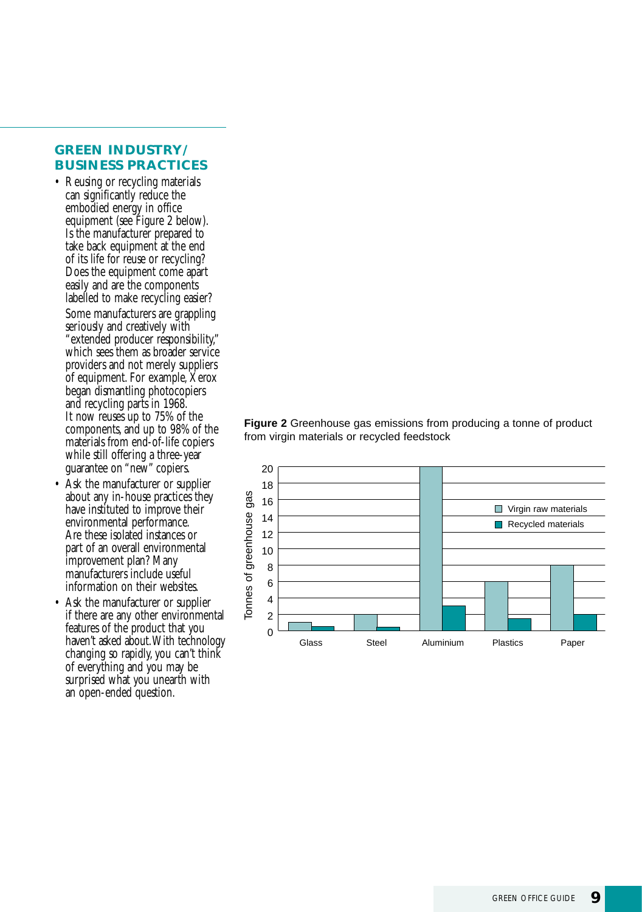## GREEN INDUSTRY/ BUSINESS PRACTICES

- Reusing or recycling materials can significantly reduce the embodied energy in office equipment (see Figure 2 below). Is the manufacturer prepared to take back equipment at the end of its life for reuse or recycling? Does the equipment come apart easily and are the components labelled to make recycling easier?

  Some manufacturers are grappling seriously and creatively with "extended producer responsibility," which sees them as broader service providers and not merely suppliers of equipment. For example, Xerox began dismantling photocopiers and recycling parts in 1968. It now reuses up to 75% of the components, and up to 98% of the materials from end-of-life copiers while still offering a three-year guarantee on "new" copiers.
- Ask the manufacturer or supplier about any in-house practices they have instituted to improve their environmental performance. Are these isolated instances or part of an overall environmental improvement plan? Many manufacturers include useful information on their websites.
- Ask the manufacturer or supplier if there are any other environmental features of the product that you haven't asked about. With technology changing so rapidly, you can't think of everything and you may be surprised what you unearth with an open-ended question.

**Figure 2** Greenhouse gas emissions from producing a tonne of product from virgin materials or recycled feedstock

| Material | Virgin raw materials (tonnes of greenhouse gas) | Recycled materials (tonnes of greenhouse gas) |
|---|---|---|
| Glass | 1 | 0.5 |
| Steel | 2 | 0.5 |
| Aluminium | 20 | 3 |
| Plastics | 6 | 1.5 |
| Paper | 8 | 2 |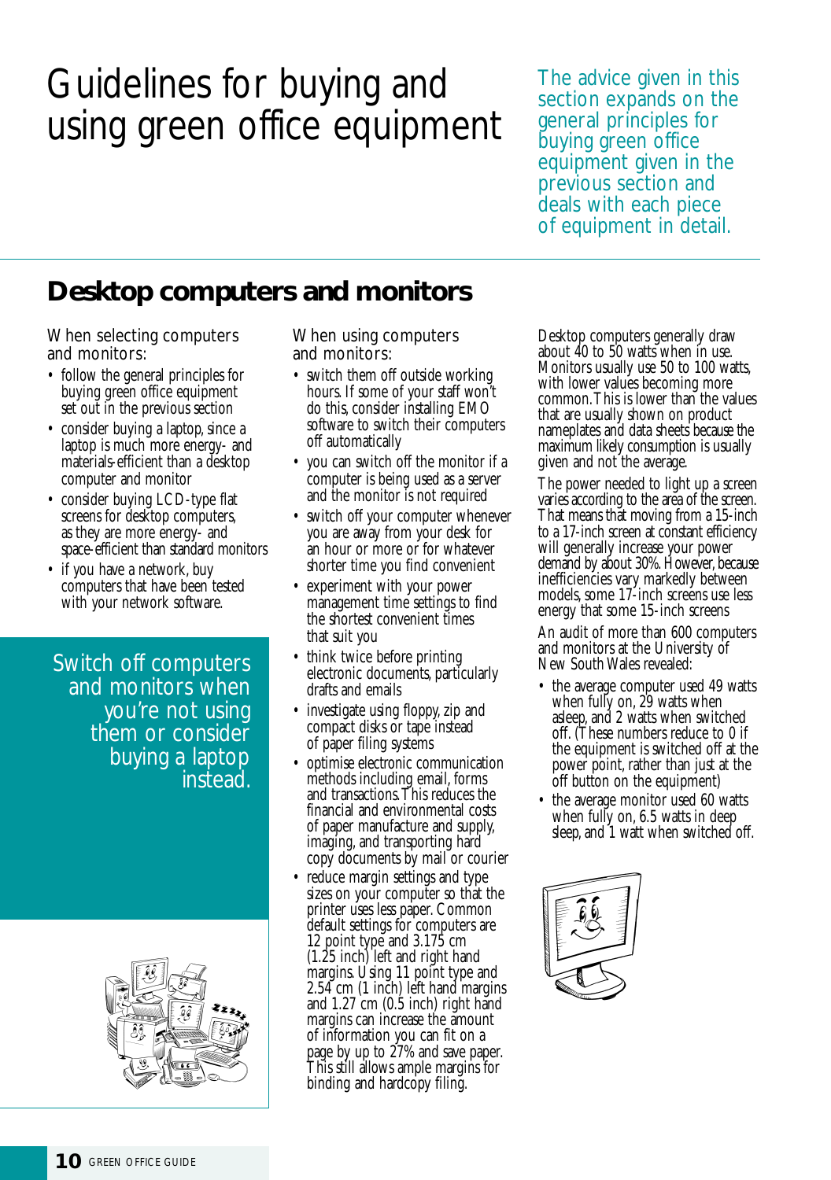# Guidelines for buying and using green office equipment

The advice given in this section expands on the general principles for buying green office equipment given in the previous section and deals with each piece of equipment in detail.

## Desktop computers and monitors

When selecting computers and monitors:

- follow the general principles for buying green office equipment set out in the previous section
- consider buying a laptop, since a laptop is much more energy- and materials-efficient than a desktop computer and monitor
- consider buying LCD-type flat screens for desktop computers, as they are more energy- and space-efficient than standard monitors
- if you have a network, buy computers that have been tested with your network software.

Switch off computers and monitors when you're not using them or consider buying a laptop instead.

When using computers and monitors:

- switch them off outside working hours. If some of your staff won't do this, consider installing EMO software to switch their computers off automatically
- you can switch off the monitor if a computer is being used as a server and the monitor is not required
- switch off your computer whenever you are away from your desk for an hour or more or for whatever shorter time you find convenient
- experiment with your power management time settings to find the shortest convenient times that suit you
- think twice before printing electronic documents, particularly drafts and emails
- investigate using floppy, zip and compact disks or tape instead of paper filing systems
- optimise electronic communication methods including email, forms and transactions. This reduces the financial and environmental costs of paper manufacture and supply, imaging, and transporting hard copy documents by mail or courier
- reduce margin settings and type sizes on your computer so that the printer uses less paper. Common default settings for computers are 12 point type and 3.175 cm (1.25 inch) left and right hand margins. Using 11 point type and 2.54 cm (1 inch) left hand margins and 1.27 cm (0.5 inch) right hand margins can increase the amount of information you can fit on a page by up to 27% and save paper. This still allows ample margins for binding and hardcopy filing.

Desktop computers generally draw about 40 to 50 watts when in use. Monitors usually use 50 to 100 watts, with lower values becoming more common. This is lower than the values that are usually shown on product nameplates and data sheets because the maximum likely consumption is usually given and not the average.

The power needed to light up a screen varies according to the area of the screen. That means that moving from a 15-inch to a 17-inch screen at constant efficiency will generally increase your power demand by about 30%. However, because inefficiencies vary markedly between models, some 17-inch screens use less energy that some 15-inch screens

An audit of more than 600 computers and monitors at the University of New South Wales revealed:

- the average computer used 49 watts when fully on, 29 watts when asleep, and 2 watts when switched off. (These numbers reduce to 0 if the equipment is switched off at the power point, rather than just at the off button on the equipment)
- the average monitor used 60 watts when fully on, 6.5 watts in deep sleep, and 1 watt when switched off.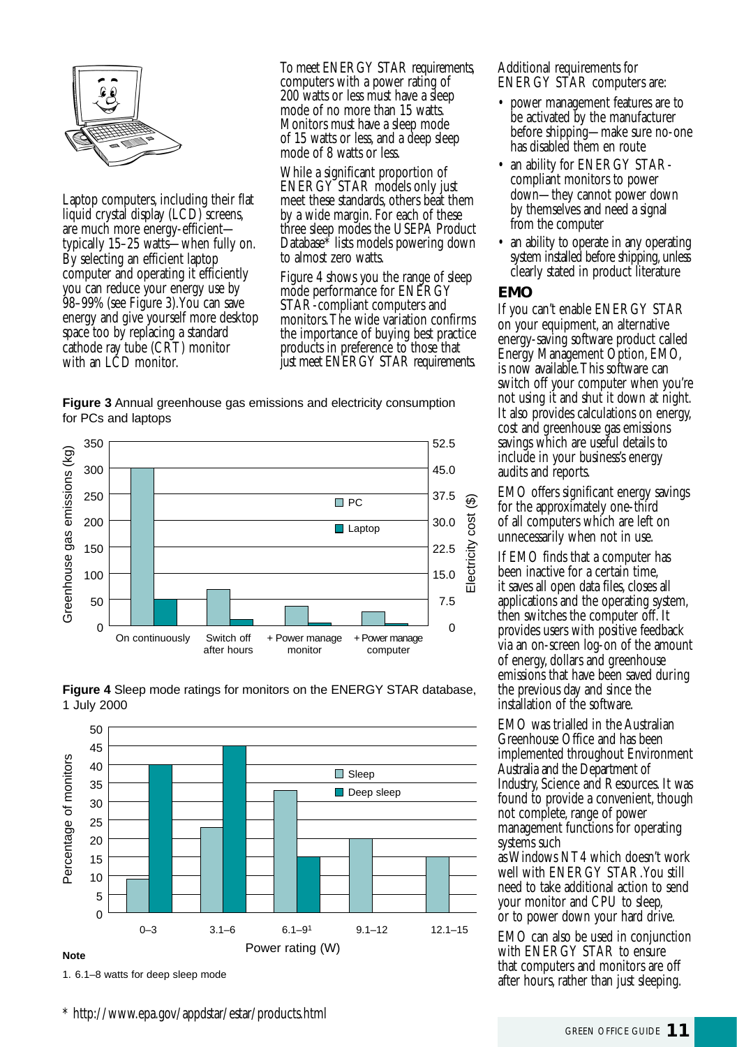Laptop computers, including their flat liquid crystal display (LCD) screens, are much more energy-efficient—typically 15–25 watts—when fully on. By selecting an efficient laptop computer and operating it efficiently you can reduce your energy use by 98–99% (see Figure 3). You can save energy and give yourself more desktop space too by replacing a standard cathode ray tube (CRT) monitor with an LCD monitor.

To meet ENERGY STAR requirements, computers with a power rating of 200 watts or less must have a sleep mode of no more than 15 watts. Monitors must have a sleep mode of 15 watts or less, and a deep sleep mode of 8 watts or less.

While a significant proportion of ENERGY STAR models only just meet these standards, others beat them by a wide margin. For each of these three sleep modes the USEPA Product Database* lists models powering down to almost zero watts.

Figure 4 shows you the range of sleep mode performance for ENERGY STAR-compliant computers and monitors. The wide variation confirms the importance of buying best practice products in preference to those that just meet ENERGY STAR requirements.

**Figure 3** Annual greenhouse gas emissions and electricity consumption for PCs and laptops

| | Greenhouse gas emissions (kg) – PC | Greenhouse gas emissions (kg) – Laptop |
|---|---|---|
| On continuously | 300 | 50 |
| Switch off after hours | 70 | 12 |
| + Power manage monitor | 37 | 5 |
| + Power manage computer | 27 | 4 |

(Right axis: Electricity cost ($), 0–52.5)

**Figure 4** Sleep mode ratings for monitors on the ENERGY STAR database, 1 July 2000

| Power rating (W) | Sleep (% of monitors) | Deep sleep (% of monitors) |
|---|---|---|
| 0–3 | 9 | 40 |
| 3.1–6 | 23 | 45 |
| 6.1–9[1] | 33 | 15 |
| 9.1–12 | 20 | |
| 12.1–15 | 15 | |

**Note**

1. 6.1–8 watts for deep sleep mode

Additional requirements for ENERGY STAR computers are:

- power management features are to be activated by the manufacturer before shipping—make sure no-one has disabled them en route
- an ability for ENERGY STAR-compliant monitors to power down—they cannot power down by themselves and need a signal from the computer
- an ability to operate in any operating system installed before shipping, unless clearly stated in product literature

## EMO

If you can't enable ENERGY STAR on your equipment, an alternative energy-saving software product called Energy Management Option, EMO, is now available. This software can switch off your computer when you're not using it and shut it down at night. It also provides calculations on energy, cost and greenhouse gas emissions savings which are useful details to include in your business's energy audits and reports.

EMO offers significant energy savings for the approximately one-third of all computers which are left on unnecessarily when not in use.

If EMO finds that a computer has been inactive for a certain time, it saves all open data files, closes all applications and the operating system, then switches the computer off. It provides users with positive feedback via an on-screen log-on of the amount of energy, dollars and greenhouse emissions that have been saved during the previous day and since the installation of the software.

EMO was trialled in the Australian Greenhouse Office and has been implemented throughout Environment Australia and the Department of Industry, Science and Resources. It was found to provide a convenient, though not complete, range of power management functions for operating systems such as Windows NT4 which doesn't work well with ENERGY STAR. You still need to take additional action to send your monitor and CPU to sleep, or to power down your hard drive.

EMO can also be used in conjunction with ENERGY STAR to ensure that computers and monitors are off after hours, rather than just sleeping.

* http://www.epa.gov/appdstar/estar/products.html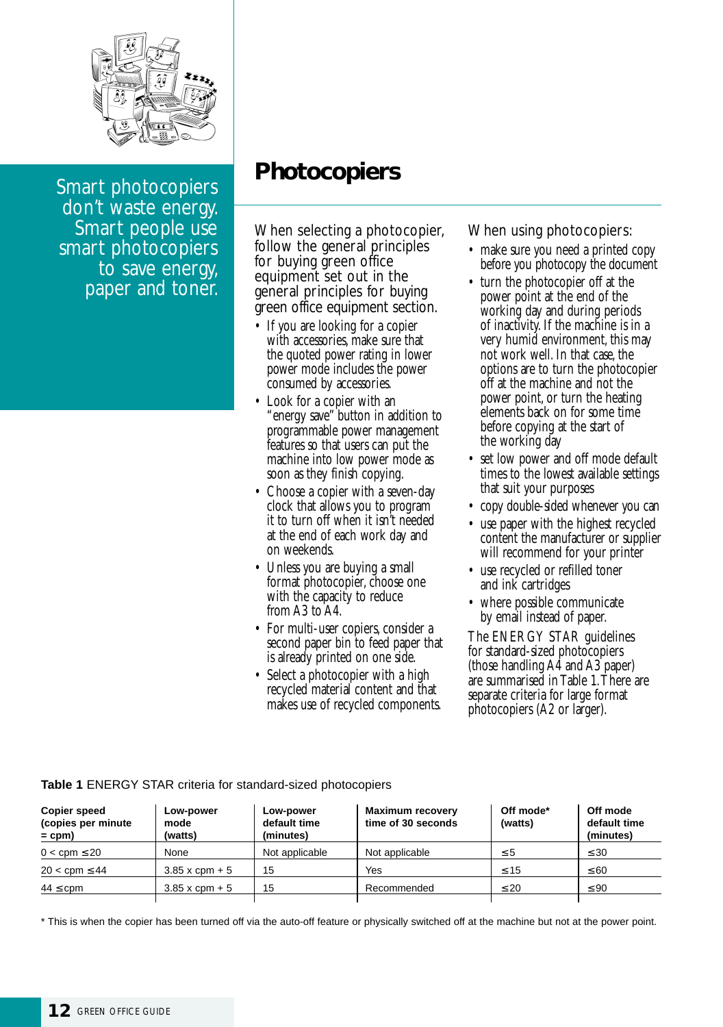Smart photocopiers don't waste energy. Smart people use smart photocopiers to save energy, paper and toner.

# Photocopiers

When selecting a photocopier, follow the general principles for buying green office equipment set out in the general principles for buying green office equipment section.

- If you are looking for a copier with accessories, make sure that the quoted power rating in lower power mode includes the power consumed by accessories.
- Look for a copier with an "energy save" button in addition to programmable power management features so that users can put the machine into low power mode as soon as they finish copying.
- Choose a copier with a seven-day clock that allows you to program it to turn off when it isn't needed at the end of each work day and on weekends.
- Unless you are buying a small format photocopier, choose one with the capacity to reduce from A3 to A4.
- For multi-user copiers, consider a second paper bin to feed paper that is already printed on one side.
- Select a photocopier with a high recycled material content and that makes use of recycled components.

When using photocopiers:

- make sure you need a printed copy before you photocopy the document
- turn the photocopier off at the power point at the end of the working day and during periods of inactivity. If the machine is in a very humid environment, this may not work well. In that case, the options are to turn the photocopier off at the machine and not the power point, or turn the heating elements back on for some time before copying at the start of the working day
- set low power and off mode default times to the lowest available settings that suit your purposes
- copy double-sided whenever you can
- use paper with the highest recycled content the manufacturer or supplier will recommend for your printer
- use recycled or refilled toner and ink cartridges
- where possible communicate by email instead of paper.

The ENERGY STAR guidelines for standard-sized photocopiers (those handling A4 and A3 paper) are summarised in Table 1. There are separate criteria for large format photocopiers (A2 or larger).

**Table 1** ENERGY STAR criteria for standard-sized photocopiers

| Copier speed (copies per minute = cpm) | Low-power mode (watts) | Low-power default time (minutes) | Maximum recovery time of 30 seconds | Off mode* (watts) | Off mode default time (minutes) |
|---|---|---|---|---|---|
| 0 < cpm ≤ 20 | None | Not applicable | Not applicable | ≤ 5 | ≤ 30 |
| 20 < cpm ≤ 44 | 3.85 x cpm + 5 | 15 | Yes | ≤ 15 | ≤ 60 |
| 44 ≤ cpm | 3.85 x cpm + 5 | 15 | Recommended | ≤ 20 | ≤ 90 |

\* This is when the copier has been turned off via the auto-off feature or physically switched off at the machine but not at the power point.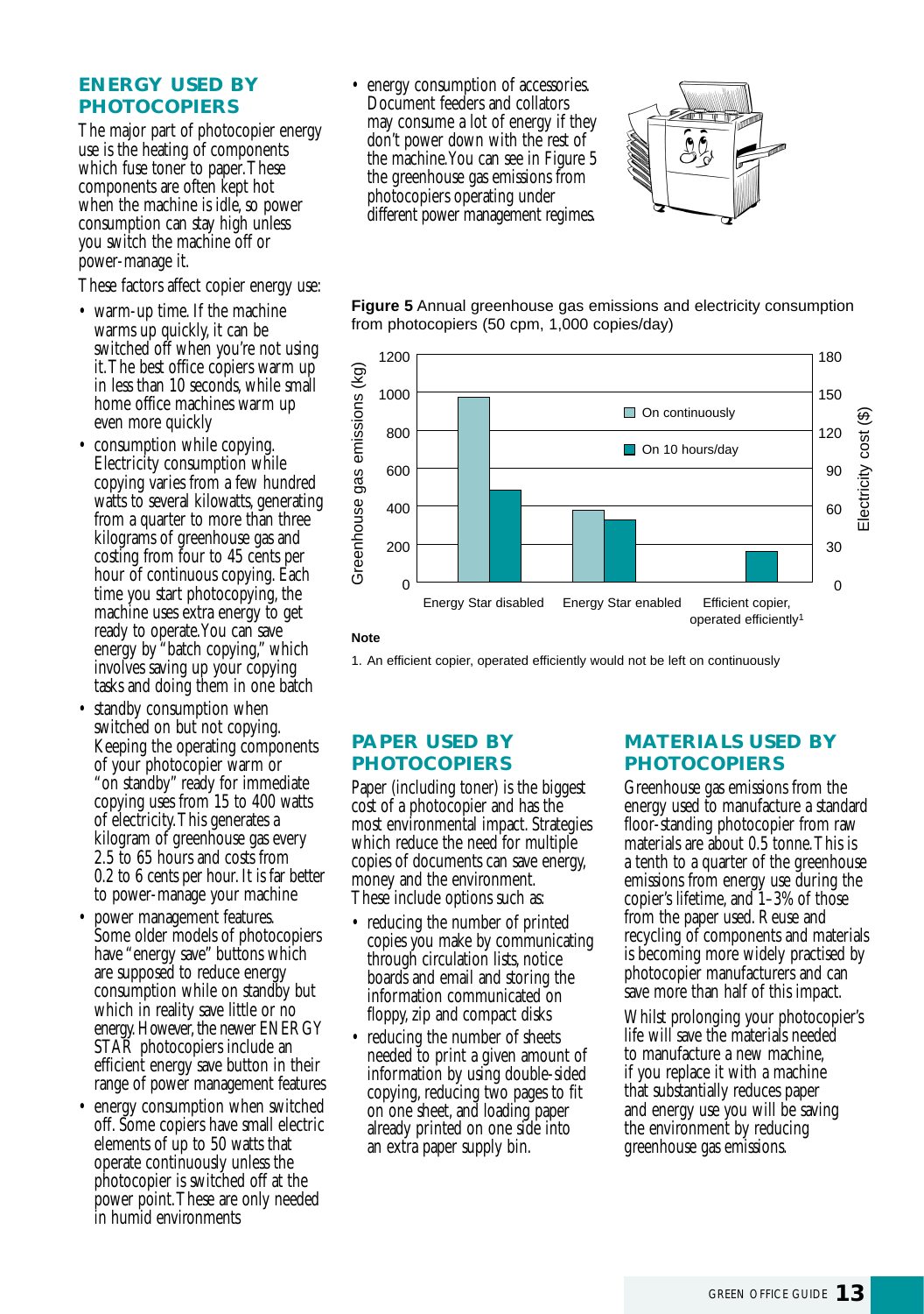## ENERGY USED BY PHOTOCOPIERS

The major part of photocopier energy use is the heating of components which fuse toner to paper. These components are often kept hot when the machine is idle, so power consumption can stay high unless you switch the machine off or power-manage it.

These factors affect copier energy use:

- warm-up time. If the machine warms up quickly, it can be switched off when you're not using it. The best office copiers warm up in less than 10 seconds, while small home office machines warm up even more quickly
- consumption while copying. Electricity consumption while copying varies from a few hundred watts to several kilowatts, generating from a quarter to more than three kilograms of greenhouse gas and costing from four to 45 cents per hour of continuous copying. Each time you start photocopying, the machine uses extra energy to get ready to operate. You can save energy by "batch copying," which involves saving up your copying tasks and doing them in one batch
- standby consumption when switched on but not copying. Keeping the operating components of your photocopier warm or "on standby" ready for immediate copying uses from 15 to 400 watts of electricity. This generates a kilogram of greenhouse gas every 2.5 to 65 hours and costs from 0.2 to 6 cents per hour. It is far better to power-manage your machine
- power management features. Some older models of photocopiers have "energy save" buttons which are supposed to reduce energy consumption while on standby but which in reality save little or no energy. However, the newer ENERGY STAR photocopiers include an efficient energy save button in their range of power management features
- energy consumption when switched off. Some copiers have small electric elements of up to 50 watts that operate continuously unless the photocopier is switched off at the power point. These are only needed in humid environments
- energy consumption of accessories. Document feeders and collators may consume a lot of energy if they don't power down with the rest of the machine. You can see in Figure 5 the greenhouse gas emissions from photocopiers operating under different power management regimes.

**Figure 5** Annual greenhouse gas emissions and electricity consumption from photocopiers (50 cpm, 1,000 copies/day)

| | On continuously | On 10 hours/day |
|---|---|---|
| Energy Star disabled | ~970 kg | ~480 kg |
| Energy Star enabled | ~370 kg | ~320 kg |
| Efficient copier, operated efficiently[1] | | ~160 kg |

**Note**

1. An efficient copier, operated efficiently would not be left on continuously

## PAPER USED BY PHOTOCOPIERS

Paper (including toner) is the biggest cost of a photocopier and has the most environmental impact. Strategies which reduce the need for multiple copies of documents can save energy, money and the environment. These include options such as:

- reducing the number of printed copies you make by communicating through circulation lists, notice boards and email and storing the information communicated on floppy, zip and compact disks
- reducing the number of sheets needed to print a given amount of information by using double-sided copying, reducing two pages to fit on one sheet, and loading paper already printed on one side into an extra paper supply bin.

## MATERIALS USED BY PHOTOCOPIERS

Greenhouse gas emissions from the energy used to manufacture a standard floor-standing photocopier from raw materials are about 0.5 tonne. This is a tenth to a quarter of the greenhouse emissions from energy use during the copier's lifetime, and 1–3% of those from the paper used. Reuse and recycling of components and materials is becoming more widely practised by photocopier manufacturers and can save more than half of this impact.

Whilst prolonging your photocopier's life will save the materials needed to manufacture a new machine, if you replace it with a machine that substantially reduces paper and energy use you will be saving the environment by reducing greenhouse gas emissions.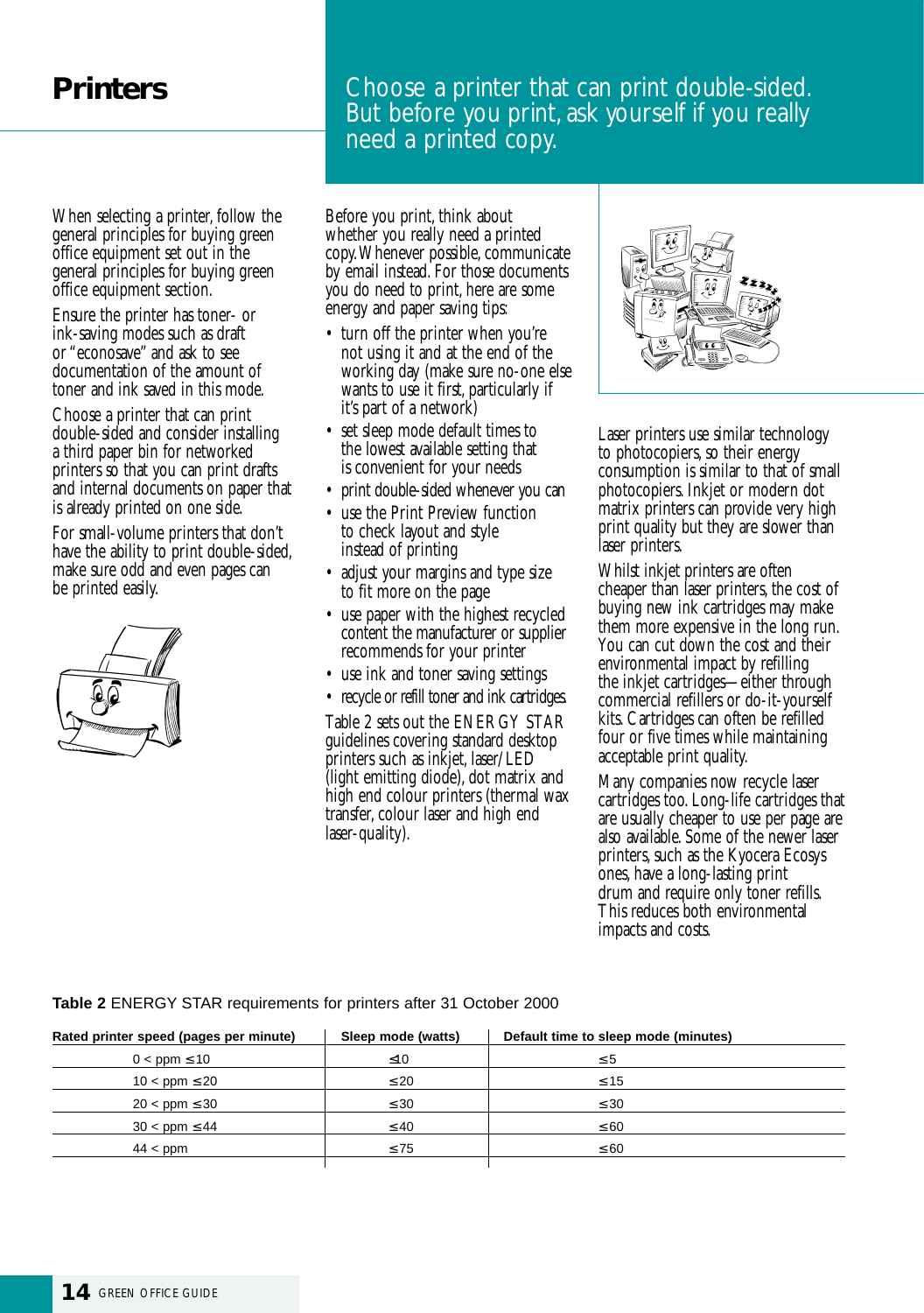# Printers

Choose a printer that can print double-sided. But before you print, ask yourself if you really need a printed copy.

When selecting a printer, follow the general principles for buying green office equipment set out in the general principles for buying green office equipment section.

Ensure the printer has toner- or ink-saving modes such as draft or "econosave" and ask to see documentation of the amount of toner and ink saved in this mode.

Choose a printer that can print double-sided and consider installing a third paper bin for networked printers so that you can print drafts and internal documents on paper that is already printed on one side.

For small-volume printers that don't have the ability to print double-sided, make sure odd and even pages can be printed easily.

Before you print, think about whether you really need a printed copy. Whenever possible, communicate by email instead. For those documents you do need to print, here are some energy and paper saving tips:

- turn off the printer when you're not using it and at the end of the working day (make sure no-one else wants to use it first, particularly if it's part of a network)
- set sleep mode default times to the lowest available setting that is convenient for your needs
- print double-sided whenever you can
- use the Print Preview function to check layout and style instead of printing
- adjust your margins and type size to fit more on the page
- use paper with the highest recycled content the manufacturer or supplier recommends for your printer
- use ink and toner saving settings
- recycle or refill toner and ink cartridges.

Table 2 sets out the ENERGY STAR guidelines covering standard desktop printers such as inkjet, laser/LED (light emitting diode), dot matrix and high end colour printers (thermal wax transfer, colour laser and high end laser-quality).

Laser printers use similar technology to photocopiers, so their energy consumption is similar to that of small photocopiers. Inkjet or modern dot matrix printers can provide very high print quality but they are slower than laser printers.

Whilst inkjet printers are often cheaper than laser printers, the cost of buying new ink cartridges may make them more expensive in the long run. You can cut down the cost and their environmental impact by refilling the inkjet cartridges—either through commercial refillers or do-it-yourself kits. Cartridges can often be refilled four or five times while maintaining acceptable print quality.

Many companies now recycle laser cartridges too. Long-life cartridges that are usually cheaper to use per page are also available. Some of the newer laser printers, such as the Kyocera Ecosys ones, have a long-lasting print drum and require only toner refills. This reduces both environmental impacts and costs.

**Table 2** ENERGY STAR requirements for printers after 31 October 2000

| Rated printer speed (pages per minute) | Sleep mode (watts) | Default time to sleep mode (minutes) |
|---|---|---|
| $0 < ppm \leq 10$ | $\leq 10$ | $\leq 5$ |
| $10 < ppm \leq 20$ | $\leq 20$ | $\leq 15$ |
| $20 < ppm \leq 30$ | $\leq 30$ | $\leq 30$ |
| $30 < ppm \leq 44$ | $\leq 40$ | $\leq 60$ |
| $44 < ppm$ | $\leq 75$ | $\leq 60$ |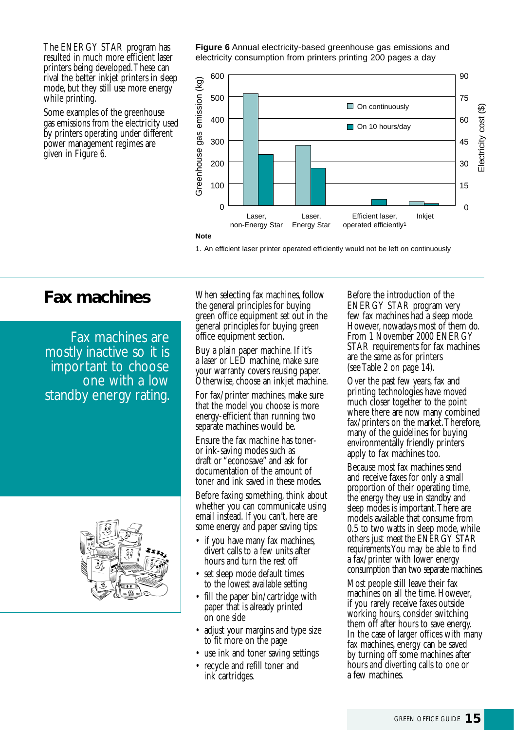The ENERGY STAR program has resulted in much more efficient laser printers being developed. These can rival the better inkjet printers in sleep mode, but they still use more energy while printing.

Some examples of the greenhouse gas emissions from the electricity used by printers operating under different power management regimes are given in Figure 6.

**Figure 6** Annual electricity-based greenhouse gas emissions and electricity consumption from printers printing 200 pages a day

**Note**

1. An efficient laser printer operated efficiently would not be left on continuously

## Fax machines

Fax machines are mostly inactive so it is important to choose one with a low standby energy rating.

When selecting fax machines, follow the general principles for buying green office equipment set out in the general principles for buying green office equipment section.

Buy a plain paper machine. If it's a laser or LED machine, make sure your warranty covers reusing paper. Otherwise, choose an inkjet machine.

For fax/printer machines, make sure that the model you choose is more energy-efficient than running two separate machines would be.

Ensure the fax machine has toner- or ink-saving modes such as draft or "econosave" and ask for documentation of the amount of toner and ink saved in these modes.

Before faxing something, think about whether you can communicate using email instead. If you can't, here are some energy and paper saving tips:

- if you have many fax machines, divert calls to a few units after hours and turn the rest off
- set sleep mode default times to the lowest available setting
- fill the paper bin/cartridge with paper that is already printed on one side
- adjust your margins and type size to fit more on the page
- use ink and toner saving settings
- recycle and refill toner and ink cartridges.

Before the introduction of the ENERGY STAR program very few fax machines had a sleep mode. However, nowadays most of them do. From 1 November 2000 ENERGY STAR requirements for fax machines are the same as for printers (see Table 2 on page 14).

Over the past few years, fax and printing technologies have moved much closer together to the point where there are now many combined fax/printers on the market. Therefore, many of the guidelines for buying environmentally friendly printers apply to fax machines too.

Because most fax machines send and receive faxes for only a small proportion of their operating time, the energy they use in standby and sleep modes is important. There are models available that consume from 0.5 to two watts in sleep mode, while others just meet the ENERGY STAR requirements. You may be able to find a fax/printer with lower energy consumption than two separate machines.

Most people still leave their fax machines on all the time. However, if you rarely receive faxes outside working hours, consider switching them off after hours to save energy. In the case of larger offices with many fax machines, energy can be saved by turning off some machines after hours and diverting calls to one or a few machines.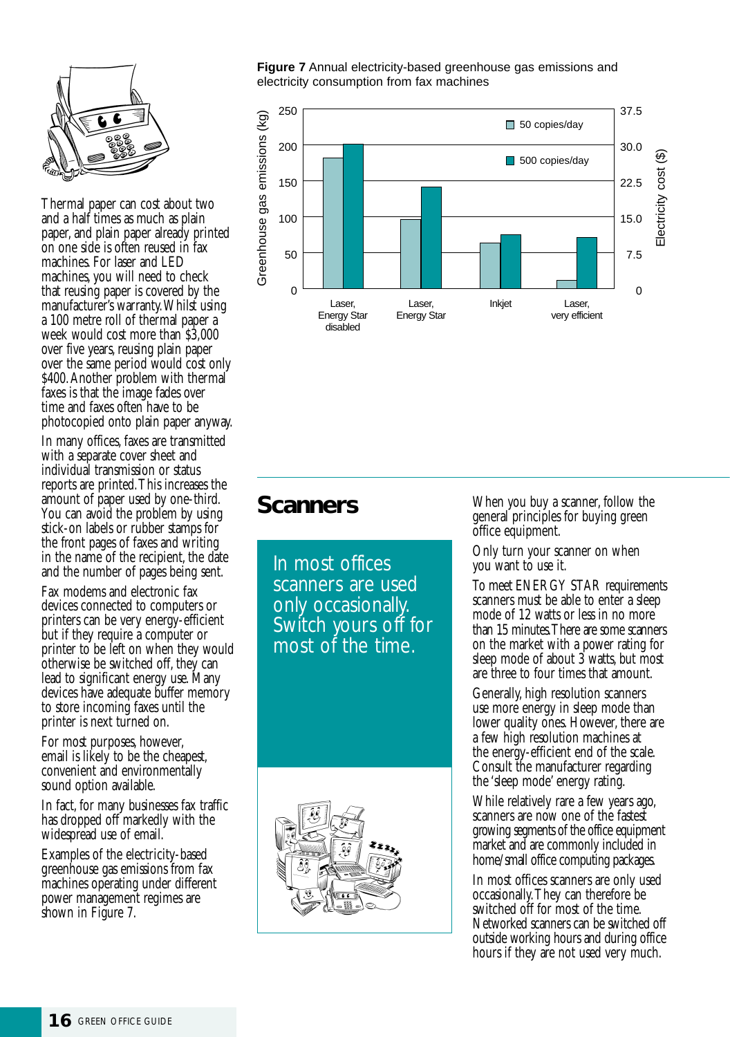Thermal paper can cost about two and a half times as much as plain paper, and plain paper already printed on one side is often reused in fax machines. For laser and LED machines, you will need to check that reusing paper is covered by the manufacturer's warranty. Whilst using a 100 metre roll of thermal paper a week would cost more than $3,000 over five years, reusing plain paper over the same period would cost only $400. Another problem with thermal faxes is that the image fades over time and faxes often have to be photocopied onto plain paper anyway.

In many offices, faxes are transmitted with a separate cover sheet and individual transmission or status reports are printed. This increases the amount of paper used by one-third. You can avoid the problem by using stick-on labels or rubber stamps for the front pages of faxes and writing in the name of the recipient, the date and the number of pages being sent.

Fax modems and electronic fax devices connected to computers or printers can be very energy-efficient but if they require a computer or printer to be left on when they would otherwise be switched off, they can lead to significant energy use. Many devices have adequate buffer memory to store incoming faxes until the printer is next turned on.

For most purposes, however, email is likely to be the cheapest, convenient and environmentally sound option available.

In fact, for many businesses fax traffic has dropped off markedly with the widespread use of email.

Examples of the electricity-based greenhouse gas emissions from fax machines operating under different power management regimes are shown in Figure 7.

**Figure 7** Annual electricity-based greenhouse gas emissions and electricity consumption from fax machines

| Fax machine | 50 copies/day (kg, approx.) | 500 copies/day (kg, approx.) |
|---|---|---|
| Laser, Energy Star disabled | 182 | 201 |
| Laser, Energy Star | 97 | 142 |
| Inkjet | 64 | 75 |
| Laser, very efficient | 11 | 72 |

Left axis: Greenhouse gas emissions (kg), 0–250. Right axis: Electricity cost ($), 0–37.5.

## Scanners

In most offices scanners are used only occasionally. Switch yours off for most of the time.

When you buy a scanner, follow the general principles for buying green office equipment.

Only turn your scanner on when you want to use it.

To meet ENERGY STAR requirements scanners must be able to enter a sleep mode of 12 watts or less in no more than 15 minutes. There are some scanners on the market with a power rating for sleep mode of about 3 watts, but most are three to four times that amount.

Generally, high resolution scanners use more energy in sleep mode than lower quality ones. However, there are a few high resolution machines at the energy-efficient end of the scale. Consult the manufacturer regarding the 'sleep mode' energy rating.

While relatively rare a few years ago, scanners are now one of the fastest growing segments of the office equipment market and are commonly included in home/small office computing packages.

In most offices scanners are only used occasionally. They can therefore be switched off for most of the time. Networked scanners can be switched off outside working hours and during office hours if they are not used very much.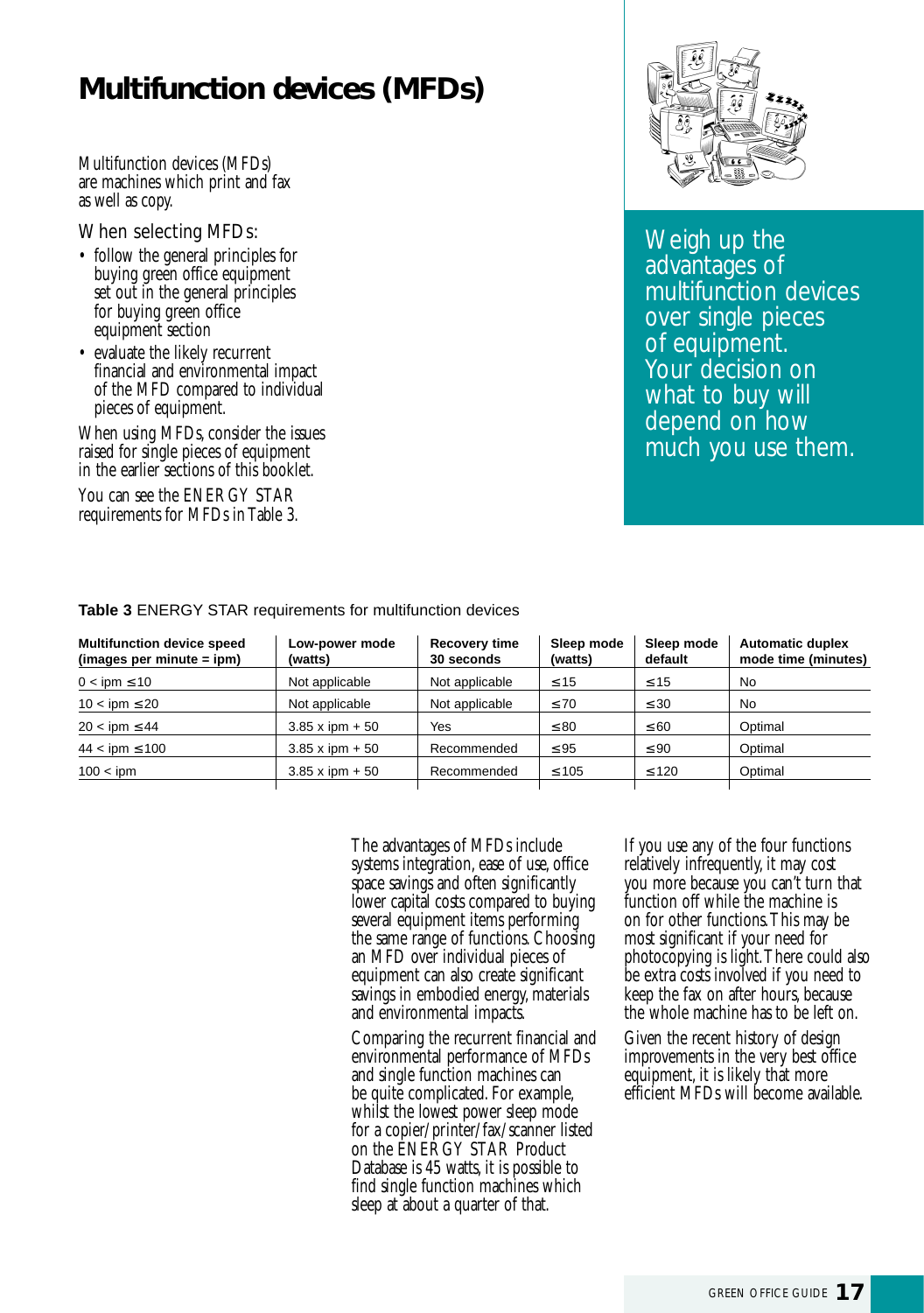# Multifunction devices (MFDs)

Multifunction devices (MFDs) are machines which print and fax as well as copy.

When selecting MFDs:

- follow the general principles for buying green office equipment set out in the general principles for buying green office equipment section
- evaluate the likely recurrent financial and environmental impact of the MFD compared to individual pieces of equipment.

When using MFDs, consider the issues raised for single pieces of equipment in the earlier sections of this booklet.

You can see the ENERGY STAR requirements for MFDs in Table 3.

Weigh up the advantages of multifunction devices over single pieces of equipment. Your decision on what to buy will depend on how much you use them.

**Table 3** ENERGY STAR requirements for multifunction devices

| Multifunction device speed (images per minute = ipm) | Low-power mode (watts) | Recovery time 30 seconds | Sleep mode (watts) | Sleep mode default | Automatic duplex mode time (minutes) |
|---|---|---|---|---|---|
| 0 < ipm ≤ 10 | Not applicable | Not applicable | ≤ 15 | ≤ 15 | No |
| 10 < ipm ≤ 20 | Not applicable | Not applicable | ≤ 70 | ≤ 30 | No |
| 20 < ipm ≤ 44 | 3.85 x ipm + 50 | Yes | ≤ 80 | ≤ 60 | Optimal |
| 44 < ipm ≤ 100 | 3.85 x ipm + 50 | Recommended | ≤ 95 | ≤ 90 | Optimal |
| 100 < ipm | 3.85 x ipm + 50 | Recommended | ≤ 105 | ≤ 120 | Optimal |

The advantages of MFDs include systems integration, ease of use, office space savings and often significantly lower capital costs compared to buying several equipment items performing the same range of functions. Choosing an MFD over individual pieces of equipment can also create significant savings in embodied energy, materials and environmental impacts.

Comparing the recurrent financial and environmental performance of MFDs and single function machines can be quite complicated. For example, whilst the lowest power sleep mode for a copier/printer/fax/scanner listed on the ENERGY STAR Product Database is 45 watts, it is possible to find single function machines which sleep at about a quarter of that.

If you use any of the four functions relatively infrequently, it may cost you more because you can't turn that function off while the machine is on for other functions. This may be most significant if your need for photocopying is light. There could also be extra costs involved if you need to keep the fax on after hours, because the whole machine has to be left on.

Given the recent history of design improvements in the very best office equipment, it is likely that more efficient MFDs will become available.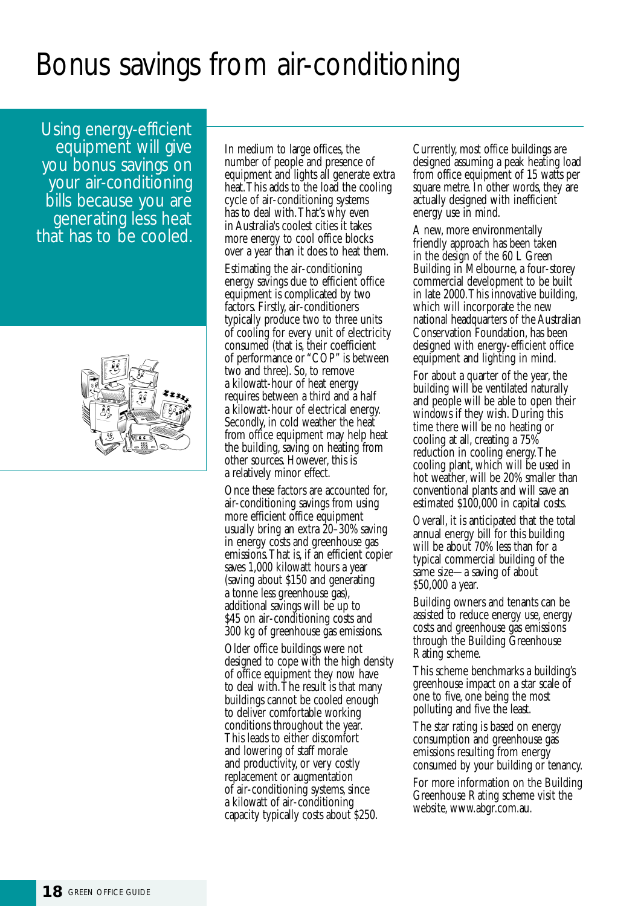# Bonus savings from air-conditioning

Using energy-efficient equipment will give you bonus savings on your air-conditioning bills because you are generating less heat that has to be cooled.

In medium to large offices, the number of people and presence of equipment and lights all generate extra heat. This adds to the load the cooling cycle of air-conditioning systems has to deal with. That's why even in Australia's coolest cities it takes more energy to cool office blocks over a year than it does to heat them.

Estimating the air-conditioning energy savings due to efficient office equipment is complicated by two factors. Firstly, air-conditioners typically produce two to three units of cooling for every unit of electricity consumed (that is, their coefficient of performance or "COP" is between two and three). So, to remove a kilowatt-hour of heat energy requires between a third and a half a kilowatt-hour of electrical energy. Secondly, in cold weather the heat from office equipment may help heat the building, saving on heating from other sources. However, this is a relatively minor effect.

Once these factors are accounted for, air-conditioning savings from using more efficient office equipment usually bring an extra 20–30% saving in energy costs and greenhouse gas emissions. That is, if an efficient copier saves 1,000 kilowatt hours a year (saving about $150 and generating a tonne less greenhouse gas), additional savings will be up to $45 on air-conditioning costs and 300 kg of greenhouse gas emissions.

Older office buildings were not designed to cope with the high density of office equipment they now have to deal with. The result is that many buildings cannot be cooled enough to deliver comfortable working conditions throughout the year. This leads to either discomfort and lowering of staff morale and productivity, or very costly replacement or augmentation of air-conditioning systems, since a kilowatt of air-conditioning capacity typically costs about $250.

Currently, most office buildings are designed assuming a peak heating load from office equipment of 15 watts per square metre. In other words, they are actually designed with inefficient energy use in mind.

A new, more environmentally friendly approach has been taken in the design of the 60 L Green Building in Melbourne, a four-storey commercial development to be built in late 2000. This innovative building, which will incorporate the new national headquarters of the Australian Conservation Foundation, has been designed with energy-efficient office equipment and lighting in mind.

For about a quarter of the year, the building will be ventilated naturally and people will be able to open their windows if they wish. During this time there will be no heating or cooling at all, creating a 75% reduction in cooling energy. The cooling plant, which will be used in hot weather, will be 20% smaller than conventional plants and will save an estimated $100,000 in capital costs.

Overall, it is anticipated that the total annual energy bill for this building will be about 70% less than for a typical commercial building of the same size—a saving of about $50,000 a year.

Building owners and tenants can be assisted to reduce energy use, energy costs and greenhouse gas emissions through the Building Greenhouse Rating scheme.

This scheme benchmarks a building's greenhouse impact on a star scale of one to five, one being the most polluting and five the least.

The star rating is based on energy consumption and greenhouse gas emissions resulting from energy consumed by your building or tenancy.

For more information on the Building Greenhouse Rating scheme visit the website, www.abgr.com.au.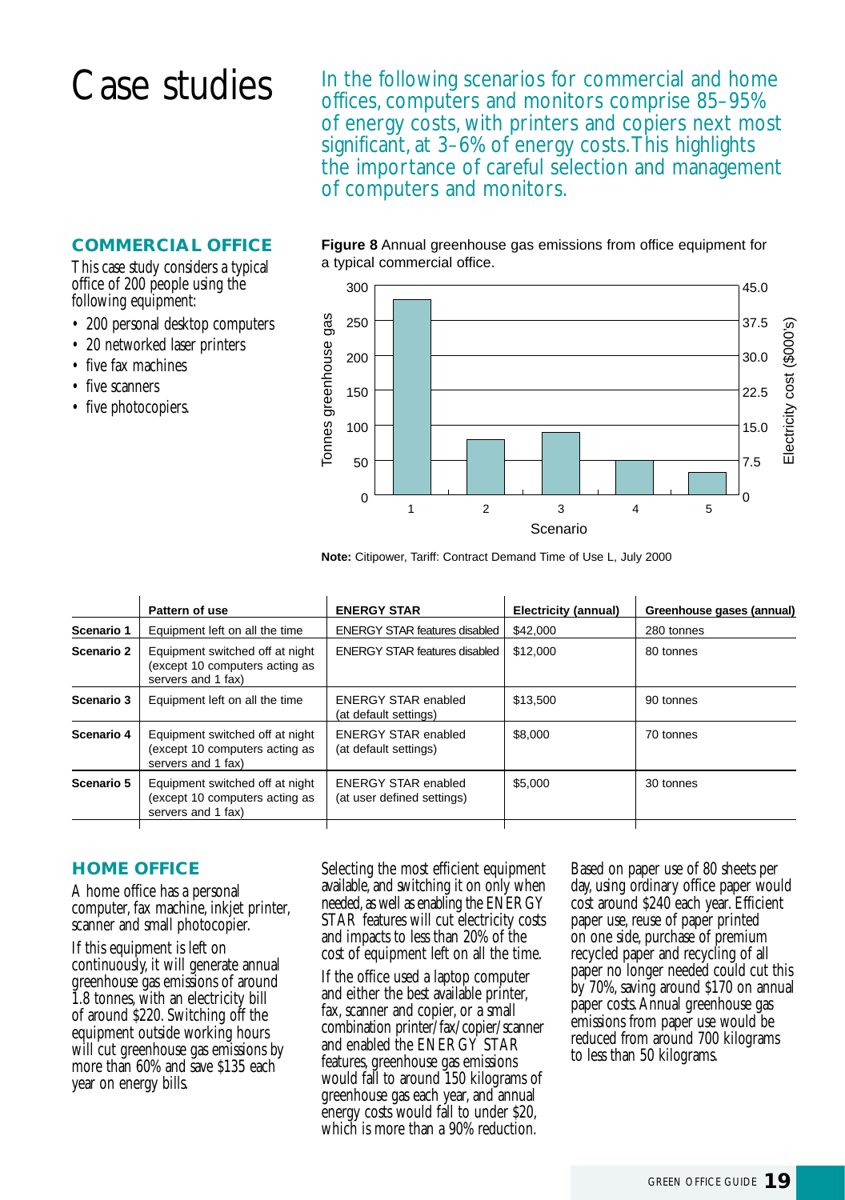# Case studies

In the following scenarios for commercial and home offices, computers and monitors comprise 85–95% of energy costs, with printers and copiers next most significant, at 3–6% of energy costs. This highlights the importance of careful selection and management of computers and monitors.

## COMMERCIAL OFFICE

This case study considers a typical office of 200 people using the following equipment:

- 200 personal desktop computers
- 20 networked laser printers
- five fax machines
- five scanners
- five photocopiers.

**Figure 8** Annual greenhouse gas emissions from office equipment for a typical commercial office.

**Note:** Citipower, Tariff: Contract Demand Time of Use L, July 2000

| | Pattern of use | ENERGY STAR | Electricity (annual) | Greenhouse gases (annual) |
|---|---|---|---|---|
| **Scenario 1** | Equipment left on all the time | ENERGY STAR features disabled | $42,000 | 280 tonnes |
| **Scenario 2** | Equipment switched off at night (except 10 computers acting as servers and 1 fax) | ENERGY STAR features disabled | $12,000 | 80 tonnes |
| **Scenario 3** | Equipment left on all the time | ENERGY STAR enabled (at default settings) | $13,500 | 90 tonnes |
| **Scenario 4** | Equipment switched off at night (except 10 computers acting as servers and 1 fax) | ENERGY STAR enabled (at default settings) | $8,000 | 70 tonnes |
| **Scenario 5** | Equipment switched off at night (except 10 computers acting as servers and 1 fax) | ENERGY STAR enabled (at user defined settings) | $5,000 | 30 tonnes |

## HOME OFFICE

A home office has a personal computer, fax machine, inkjet printer, scanner and small photocopier.

If this equipment is left on continuously, it will generate annual greenhouse gas emissions of around 1.8 tonnes, with an electricity bill of around $220. Switching off the equipment outside working hours will cut greenhouse gas emissions by more than 60% and save $135 each year on energy bills.

Selecting the most efficient equipment available, and switching it on only when needed, as well as enabling the ENERGY STAR features will cut electricity costs and impacts to less than 20% of the cost of equipment left on all the time.

If the office used a laptop computer and either the best available printer, fax, scanner and copier, or a small combination printer/fax/copier/scanner and enabled the ENERGY STAR features, greenhouse gas emissions would fall to around 150 kilograms of greenhouse gas each year, and annual energy costs would fall to under $20, which is more than a 90% reduction.

Based on paper use of 80 sheets per day, using ordinary office paper would cost around $240 each year. Efficient paper use, reuse of paper printed on one side, purchase of premium recycled paper and recycling of all paper no longer needed could cut this by 70%, saving around $170 on annual paper costs. Annual greenhouse gas emissions from paper use would be reduced from around 700 kilograms to less than 50 kilograms.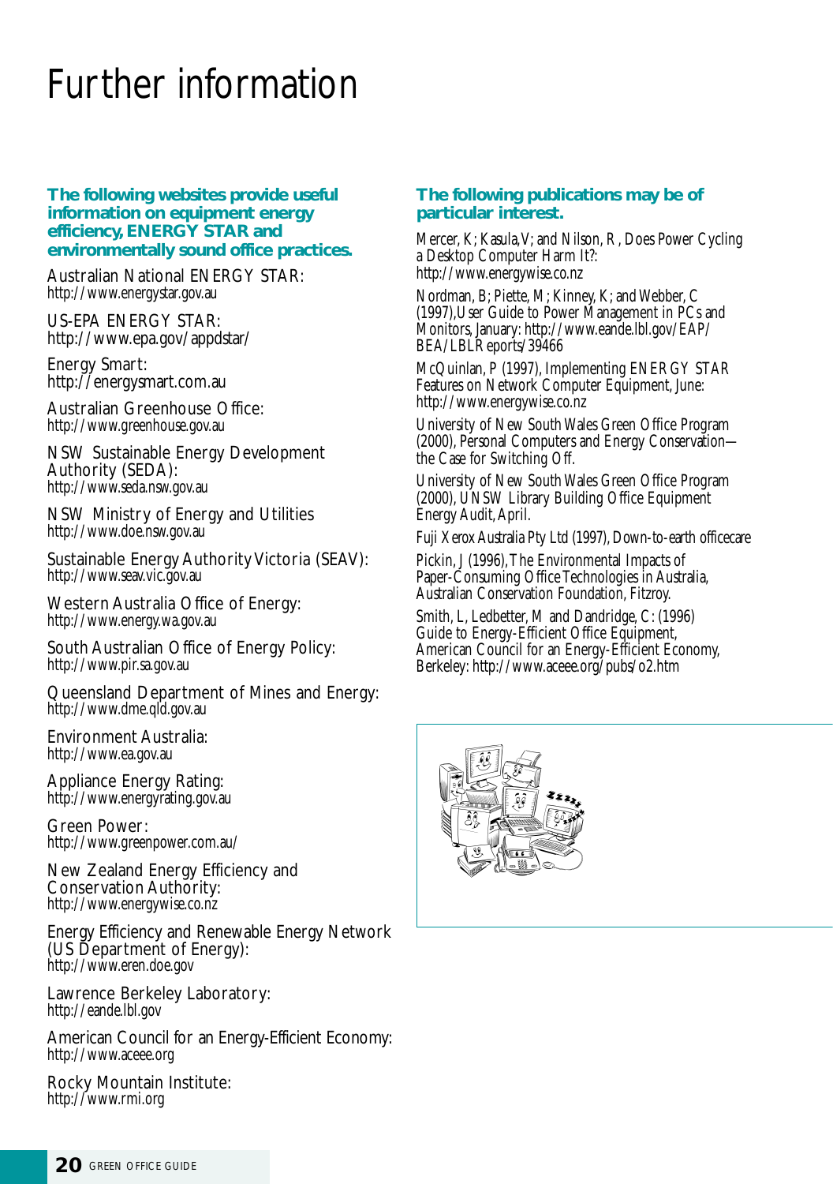# Further information

**The following websites provide useful information on equipment energy efficiency, ENERGY STAR and environmentally sound office practices.**

Australian National ENERGY STAR:
http://www.energystar.gov.au

US-EPA ENERGY STAR:
http://www.epa.gov/appdstar/

Energy Smart:
http://energysmart.com.au

Australian Greenhouse Office:
http://www.greenhouse.gov.au

NSW Sustainable Energy Development Authority (SEDA):
http://www.seda.nsw.gov.au

NSW Ministry of Energy and Utilities
http://www.doe.nsw.gov.au

Sustainable Energy Authority Victoria (SEAV):
http://www.seav.vic.gov.au

Western Australia Office of Energy:
http://www.energy.wa.gov.au

South Australian Office of Energy Policy:
http://www.pir.sa.gov.au

Queensland Department of Mines and Energy:
http://www.dme.qld.gov.au

Environment Australia:
http://www.ea.gov.au

Appliance Energy Rating:
http://www.energyrating.gov.au

Green Power:
http://www.greenpower.com.au/

New Zealand Energy Efficiency and Conservation Authority:
http://www.energywise.co.nz

Energy Efficiency and Renewable Energy Network (US Department of Energy):
http://www.eren.doe.gov

Lawrence Berkeley Laboratory:
http://eande.lbl.gov

American Council for an Energy-Efficient Economy:
http://www.aceee.org

Rocky Mountain Institute:
http://www.rmi.org

**The following publications may be of particular interest.**

Mercer, K; Kasula, V; and Nilson, R, Does Power Cycling a Desktop Computer Harm It?: http://www.energywise.co.nz

Nordman, B; Piette, M; Kinney, K; and Webber, C (1997), User Guide to Power Management in PCs and Monitors, January: http://www.eande.lbl.gov/EAP/BEA/LBLReports/39466

McQuinlan, P (1997), Implementing ENERGY STAR Features on Network Computer Equipment, June: http://www.energywise.co.nz

University of New South Wales Green Office Program (2000), Personal Computers and Energy Conservation—the Case for Switching Off.

University of New South Wales Green Office Program (2000), UNSW Library Building Office Equipment Energy Audit, April.

Fuji Xerox Australia Pty Ltd (1997), Down-to-earth officecare

Pickin, J (1996), The Environmental Impacts of Paper-Consuming Office Technologies in Australia, Australian Conservation Foundation, Fitzroy.

Smith, L, Ledbetter, M and Dandridge, C: (1996) Guide to Energy-Efficient Office Equipment, American Council for an Energy-Efficient Economy, Berkeley: http://www.aceee.org/pubs/o2.htm